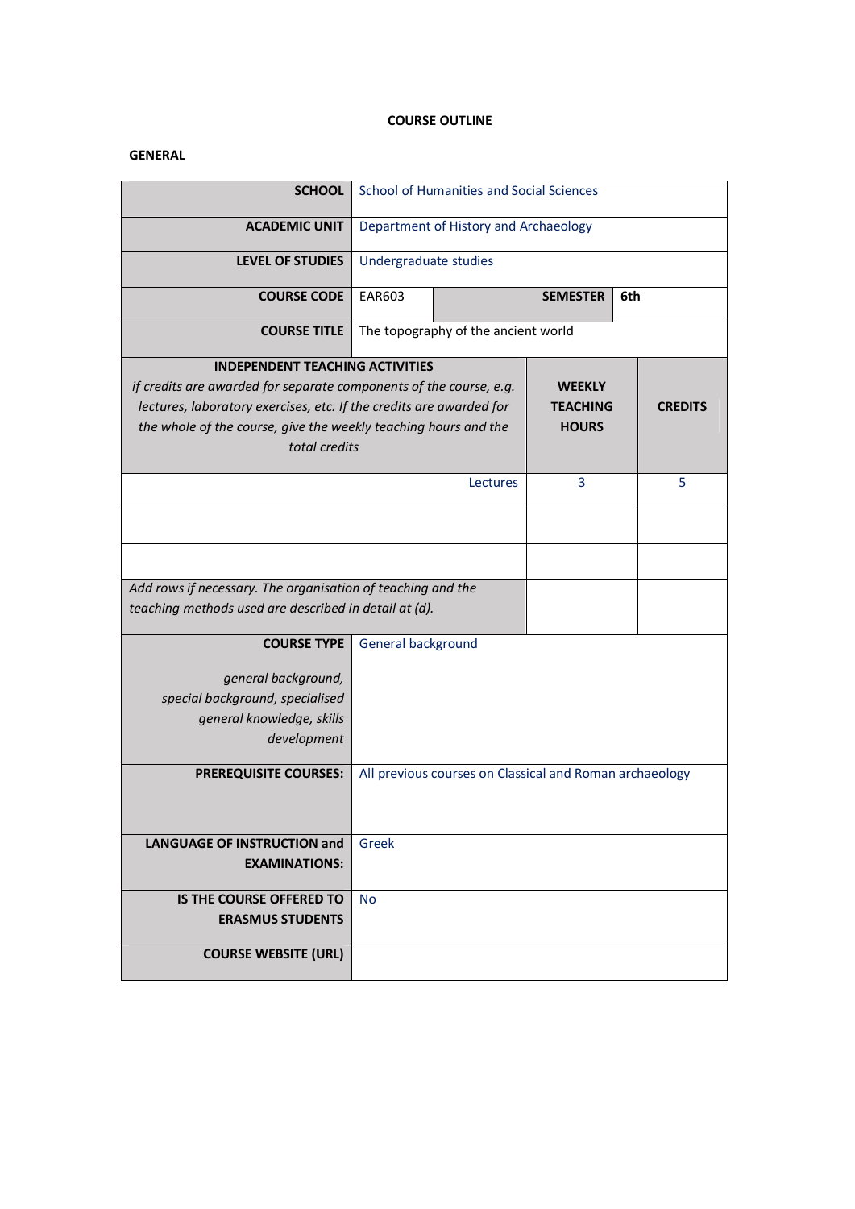# COURSE OUTLINE

## GENERAL

| | | | |
|---|---|---|---|
| **SCHOOL** | School of Humanities and Social Sciences | | |
| **ACADEMIC UNIT** | Department of History and Archaeology | | |
| **LEVEL OF STUDIES** | Undergraduate studies | | |
| **COURSE CODE** | EAR603 | **SEMESTER** | 6th |
| **COURSE TITLE** | The topography of the ancient world | | |

| **INDEPENDENT TEACHING ACTIVITIES** *if credits are awarded for separate components of the course, e.g. lectures, laboratory exercises, etc. If the credits are awarded for the whole of the course, give the weekly teaching hours and the total credits* | **WEEKLY TEACHING HOURS** | **CREDITS** |
|---|---|---|
| Lectures | 3 | 5 |
| | | |
| | | |
| *Add rows if necessary. The organisation of teaching and the teaching methods used are described in detail at (d).* | | |

| | |
|---|---|
| **COURSE TYPE** *general background, special background, specialised general knowledge, skills development* | General background |
| **PREREQUISITE COURSES:** | All previous courses on Classical and Roman archaeology |
| **LANGUAGE OF INSTRUCTION and EXAMINATIONS:** | Greek |
| **IS THE COURSE OFFERED TO ERASMUS STUDENTS** | No |
| **COURSE WEBSITE (URL)** | |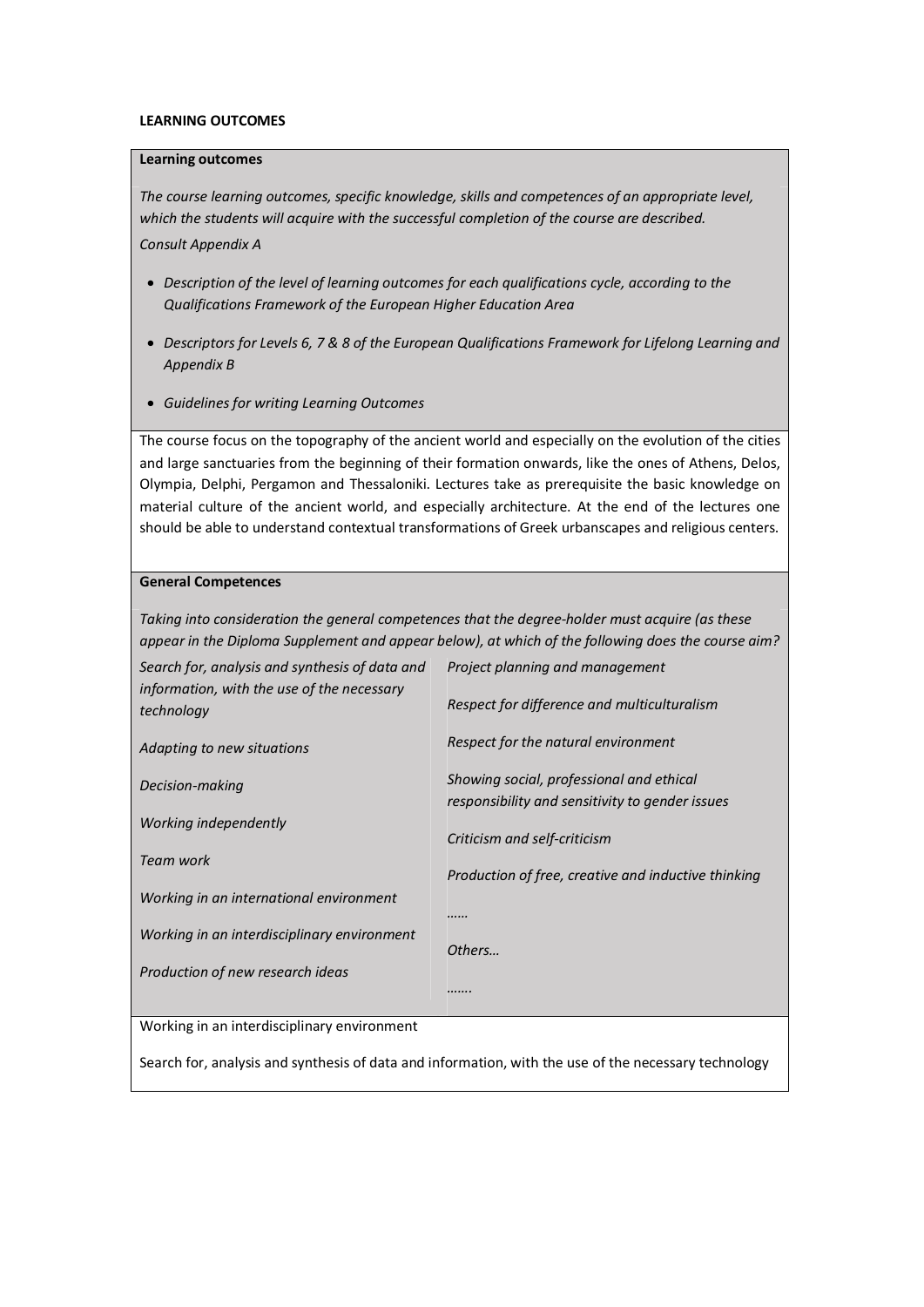**LEARNING OUTCOMES**

**Learning outcomes**

*The course learning outcomes, specific knowledge, skills and competences of an appropriate level, which the students will acquire with the successful completion of the course are described.*

*Consult Appendix A*

- *Description of the level of learning outcomes for each qualifications cycle, according to the Qualifications Framework of the European Higher Education Area*
- *Descriptors for Levels 6, 7 & 8 of the European Qualifications Framework for Lifelong Learning and Appendix B*
- *Guidelines for writing Learning Outcomes*

The course focus on the topography of the ancient world and especially on the evolution of the cities and large sanctuaries from the beginning of their formation onwards, like the ones of Athens, Delos, Olympia, Delphi, Pergamon and Thessaloniki. Lectures take as prerequisite the basic knowledge on material culture of the ancient world, and especially architecture. At the end of the lectures one should be able to understand contextual transformations of Greek urbanscapes and religious centers.

**General Competences**

*Taking into consideration the general competences that the degree-holder must acquire (as these appear in the Diploma Supplement and appear below), at which of the following does the course aim?*

| | |
|---|---|
| *Search for, analysis and synthesis of data and information, with the use of the necessary technology* | *Project planning and management* |
| *Adapting to new situations* | *Respect for difference and multiculturalism* |
| *Decision-making* | *Respect for the natural environment* |
| *Working independently* | *Showing social, professional and ethical responsibility and sensitivity to gender issues* |
| *Team work* | *Criticism and self-criticism* |
| *Working in an international environment* | *Production of free, creative and inductive thinking* |
| *Working in an interdisciplinary environment* | *……* |
| *Production of new research ideas* | *Others…* |
| | *…….* |

Working in an interdisciplinary environment

Search for, analysis and synthesis of data and information, with the use of the necessary technology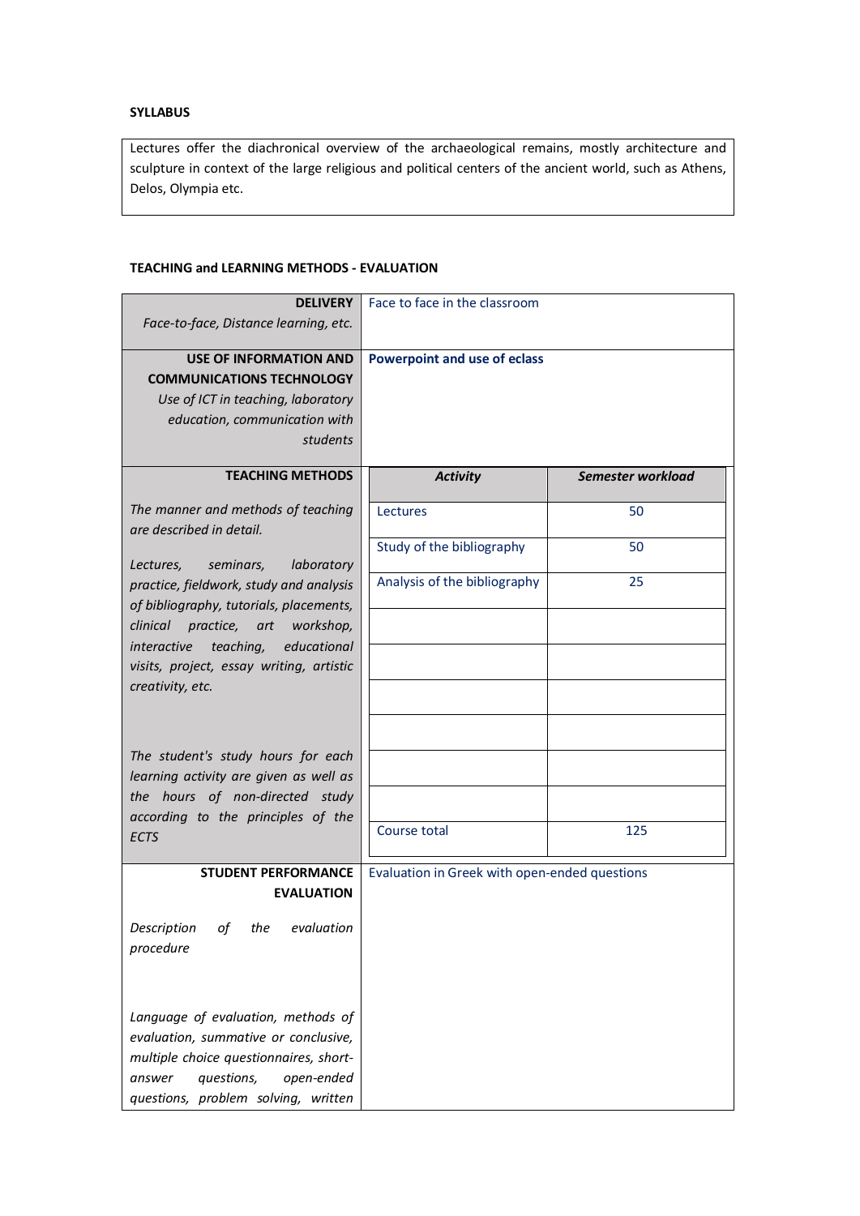**SYLLABUS**

Lectures offer the diachronical overview of the archaeological remains, mostly architecture and sculpture in context of the large religious and political centers of the ancient world, such as Athens, Delos, Olympia etc.

**TEACHING and LEARNING METHODS - EVALUATION**

| | | |
|---|---|---|
| **DELIVERY**<br>*Face-to-face, Distance learning, etc.* | Face to face in the classroom | |
| **USE OF INFORMATION AND COMMUNICATIONS TECHNOLOGY**<br>*Use of ICT in teaching, laboratory education, communication with students* | **Powerpoint and use of eclass** | |
| **TEACHING METHODS**<br>*The manner and methods of teaching are described in detail.*<br>*Lectures, seminars, laboratory practice, fieldwork, study and analysis of bibliography, tutorials, placements, clinical practice, art workshop, interactive teaching, educational visits, project, essay writing, artistic creativity, etc.*<br>*The student's study hours for each learning activity are given as well as the hours of non-directed study according to the principles of the ECTS* | ***Activity*** | ***Semester workload*** |
| | Lectures | 50 |
| | Study of the bibliography | 50 |
| | Analysis of the bibliography | 25 |
| | | |
| | | |
| | | |
| | | |
| | | |
| | | |
| | Course total | 125 |
| **STUDENT PERFORMANCE EVALUATION**<br>*Description of the evaluation procedure*<br>*Language of evaluation, methods of evaluation, summative or conclusive, multiple choice questionnaires, short-answer questions, open-ended questions, problem solving, written* | Evaluation in Greek with open-ended questions | |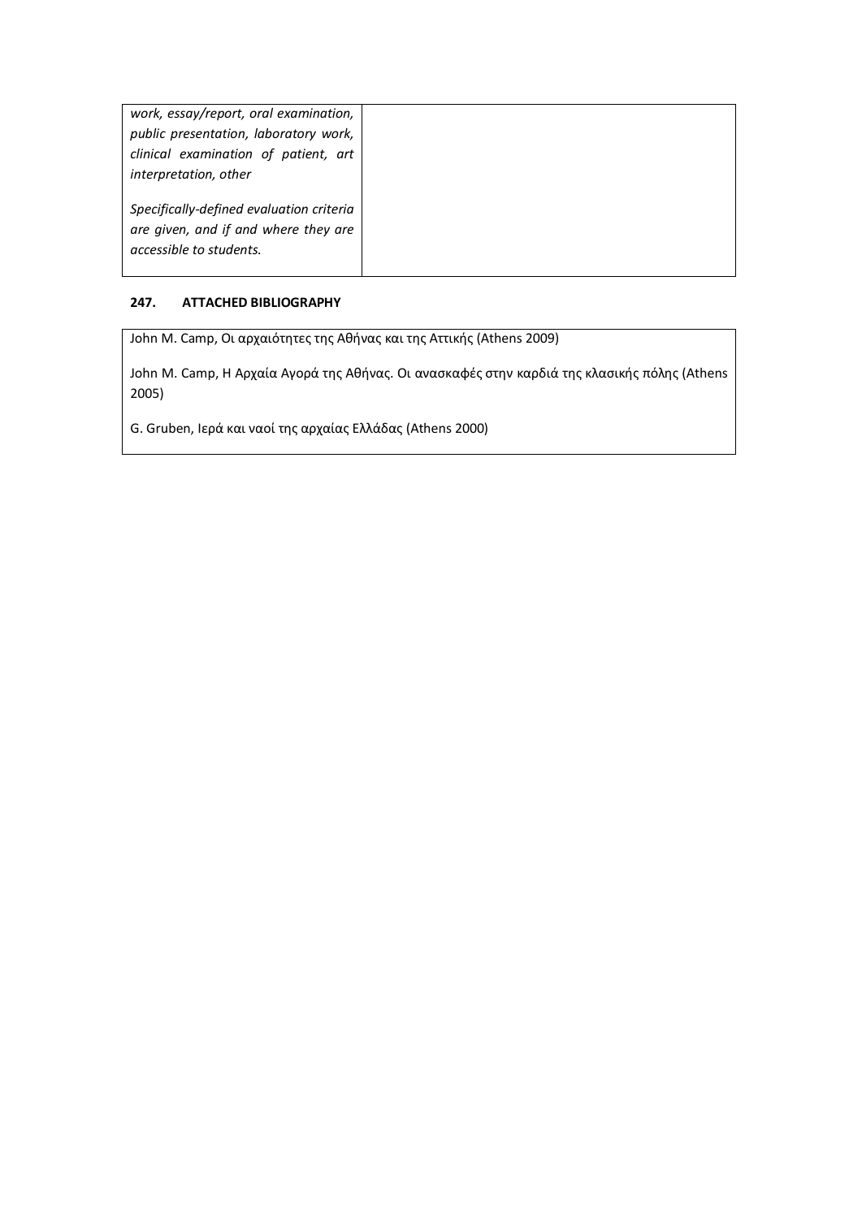| | |
|---|---|
| *work, essay/report, oral examination, public presentation, laboratory work, clinical examination of patient, art interpretation, other*<br><br>*Specifically-defined evaluation criteria are given, and if and where they are accessible to students.* | |

**247. ATTACHED BIBLIOGRAPHY**

| |
|---|
| John M. Camp, Οι αρχαιότητες της Αθήνας και της Αττικής (Athens 2009)<br><br>John M. Camp, Η Αρχαία Αγορά της Αθήνας. Οι ανασκαφές στην καρδιά της κλασικής πόλης (Athens 2005)<br><br>G. Gruben, Ιερά και ναοί της αρχαίας Ελλάδας (Athens 2000) |